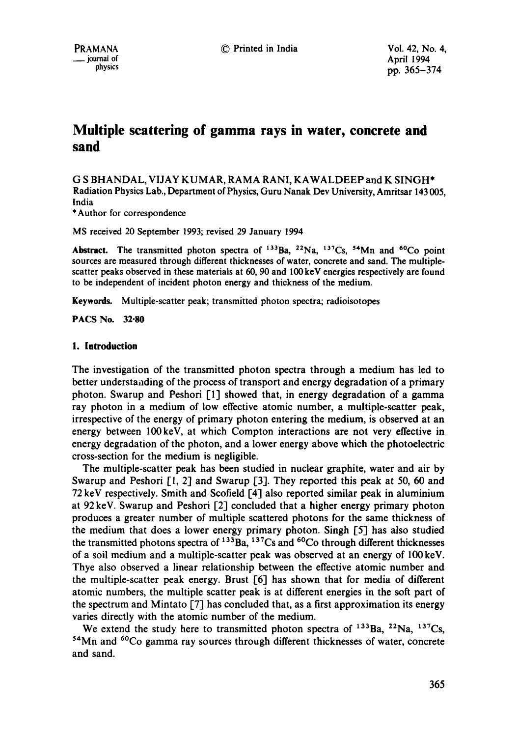# Multiple scattering of gamma rays in water, concrete and sand

G S BHANDAL, VIJAY KUMAR, RAMA RANI, KAWALDEEP and K SINGH*

Radiation Physics Lab., Department of Physics, Guru Nanak Dev University, Amritsar 143 005, India

*Author for correspondence

MS received 20 September 1993; revised 29 January 1994

**Abstract.** The transmitted photon spectra of $^{133}$Ba, $^{22}$Na, $^{137}$Cs, $^{54}$Mn and $^{60}$Co point sources are measured through different thicknesses of water, concrete and sand. The multiple-scatter peaks observed in these materials at 60, 90 and 100 keV energies respectively are found to be independent of incident photon energy and thickness of the medium.

**Keywords.** Multiple-scatter peak; transmitted photon spectra; radioisotopes

**PACS No.** 32·80

## 1. Introduction

The investigation of the transmitted photon spectra through a medium has led to better understanding of the process of transport and energy degradation of a primary photon. Swarup and Peshori [1] showed that, in energy degradation of a gamma ray photon in a medium of low effective atomic number, a multiple-scatter peak, irrespective of the energy of primary photon entering the medium, is observed at an energy between 100 keV, at which Compton interactions are not very effective in energy degradation of the photon, and a lower energy above which the photoelectric cross-section for the medium is negligible.

The multiple-scatter peak has been studied in nuclear graphite, water and air by Swarup and Peshori [1, 2] and Swarup [3]. They reported this peak at 50, 60 and 72 keV respectively. Smith and Scofield [4] also reported similar peak in aluminium at 92 keV. Swarup and Peshori [2] concluded that a higher energy primary photon produces a greater number of multiple scattered photons for the same thickness of the medium that does a lower energy primary photon. Singh [5] has also studied the transmitted photons spectra of $^{133}$Ba, $^{137}$Cs and $^{60}$Co through different thicknesses of a soil medium and a multiple-scatter peak was observed at an energy of 100 keV. Thye also observed a linear relationship between the effective atomic number and the multiple-scatter peak energy. Brust [6] has shown that for media of different atomic numbers, the multiple scatter peak is at different energies in the soft part of the spectrum and Mintato [7] has concluded that, as a first approximation its energy varies directly with the atomic number of the medium.

We extend the study here to transmitted photon spectra of $^{133}$Ba, $^{22}$Na, $^{137}$Cs, $^{54}$Mn and $^{60}$Co gamma ray sources through different thicknesses of water, concrete and sand.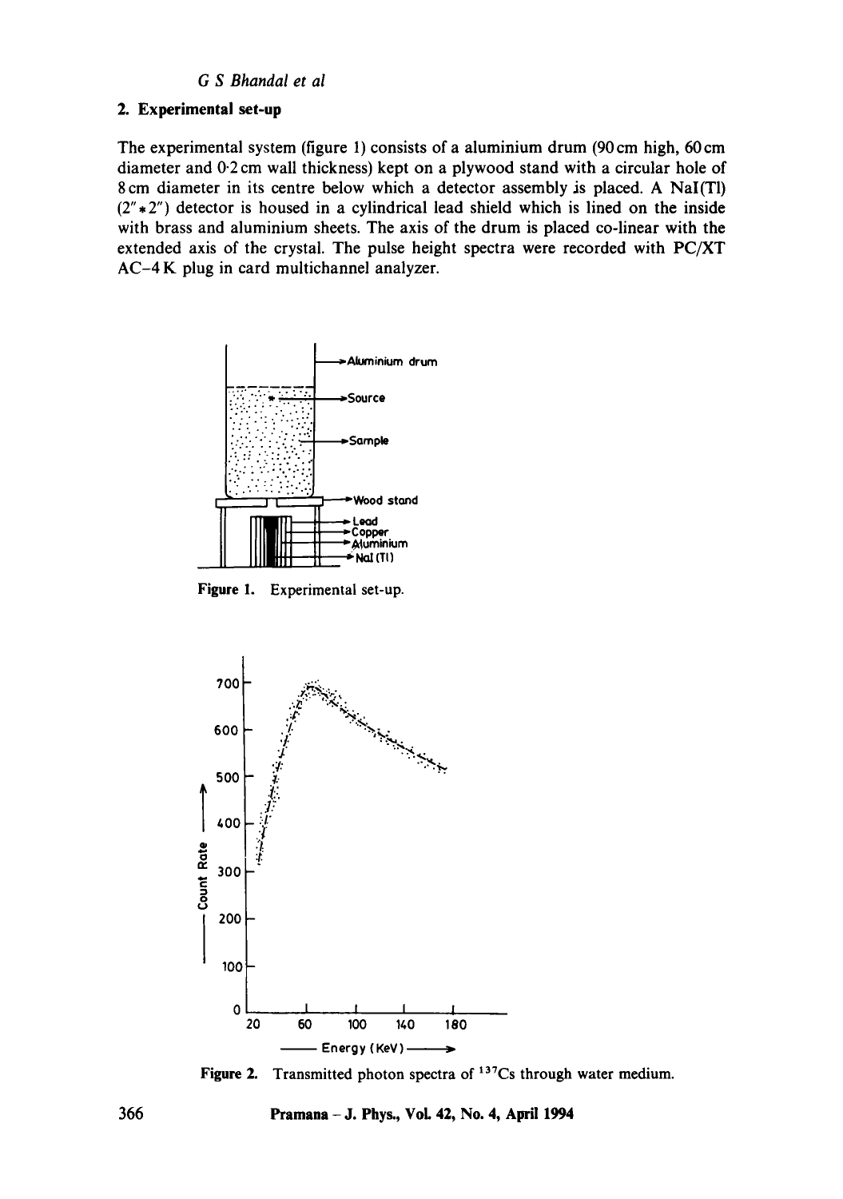## 2. Experimental set-up

The experimental system (figure 1) consists of a aluminium drum (90 cm high, 60 cm diameter and 0·2 cm wall thickness) kept on a plywood stand with a circular hole of 8 cm diameter in its centre below which a detector assembly is placed. A NaI(Tl) (2″*2″) detector is housed in a cylindrical lead shield which is lined on the inside with brass and aluminium sheets. The axis of the drum is placed co-linear with the extended axis of the crystal. The pulse height spectra were recorded with PC/XT AC–4 K plug in card multichannel analyzer.

**Figure 1.** Experimental set-up.

**Figure 2.** Transmitted photon spectra of $^{137}Cs$ through water medium.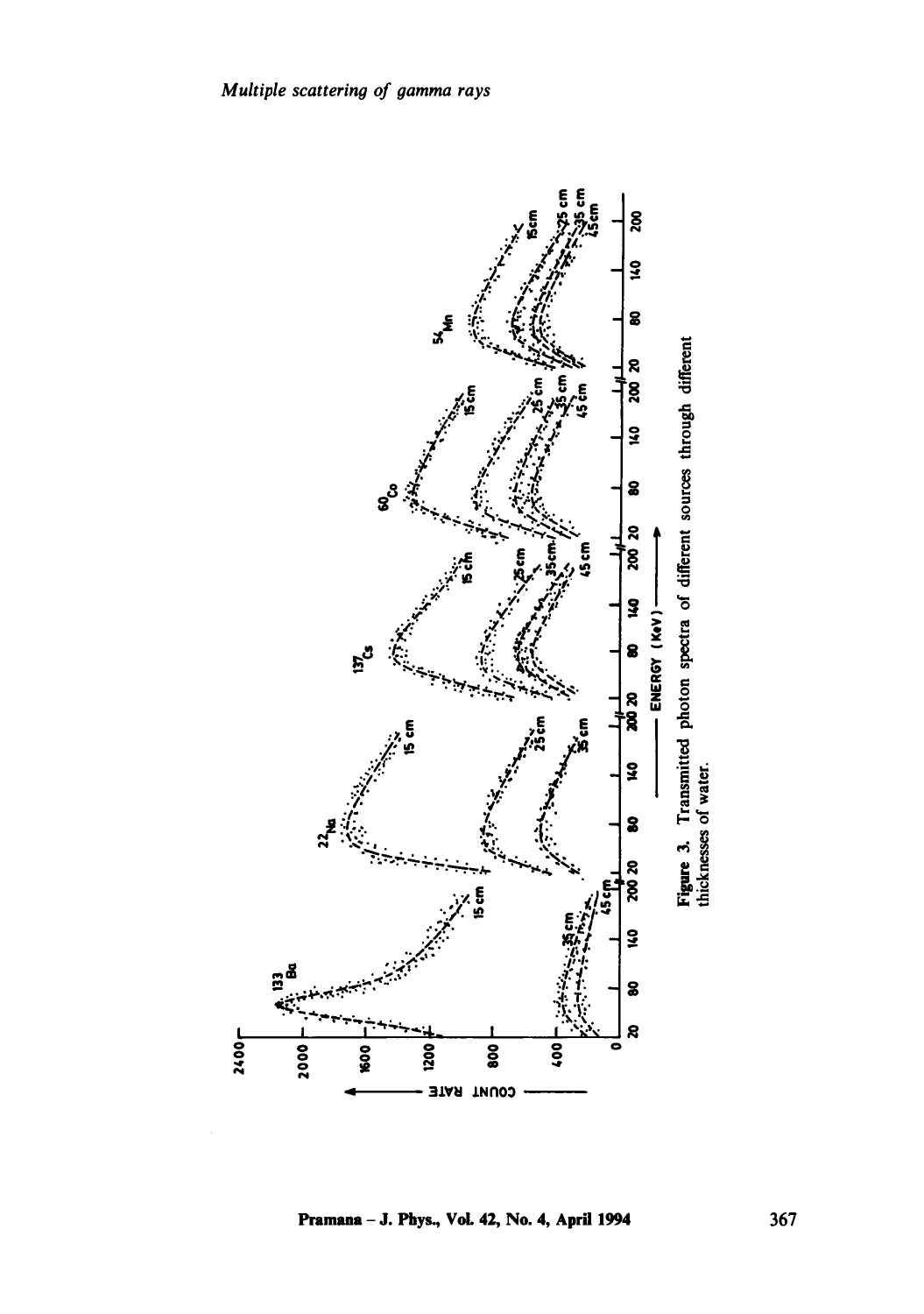Figure 3. Transmitted photon spectra of different sources through different thicknesses of water.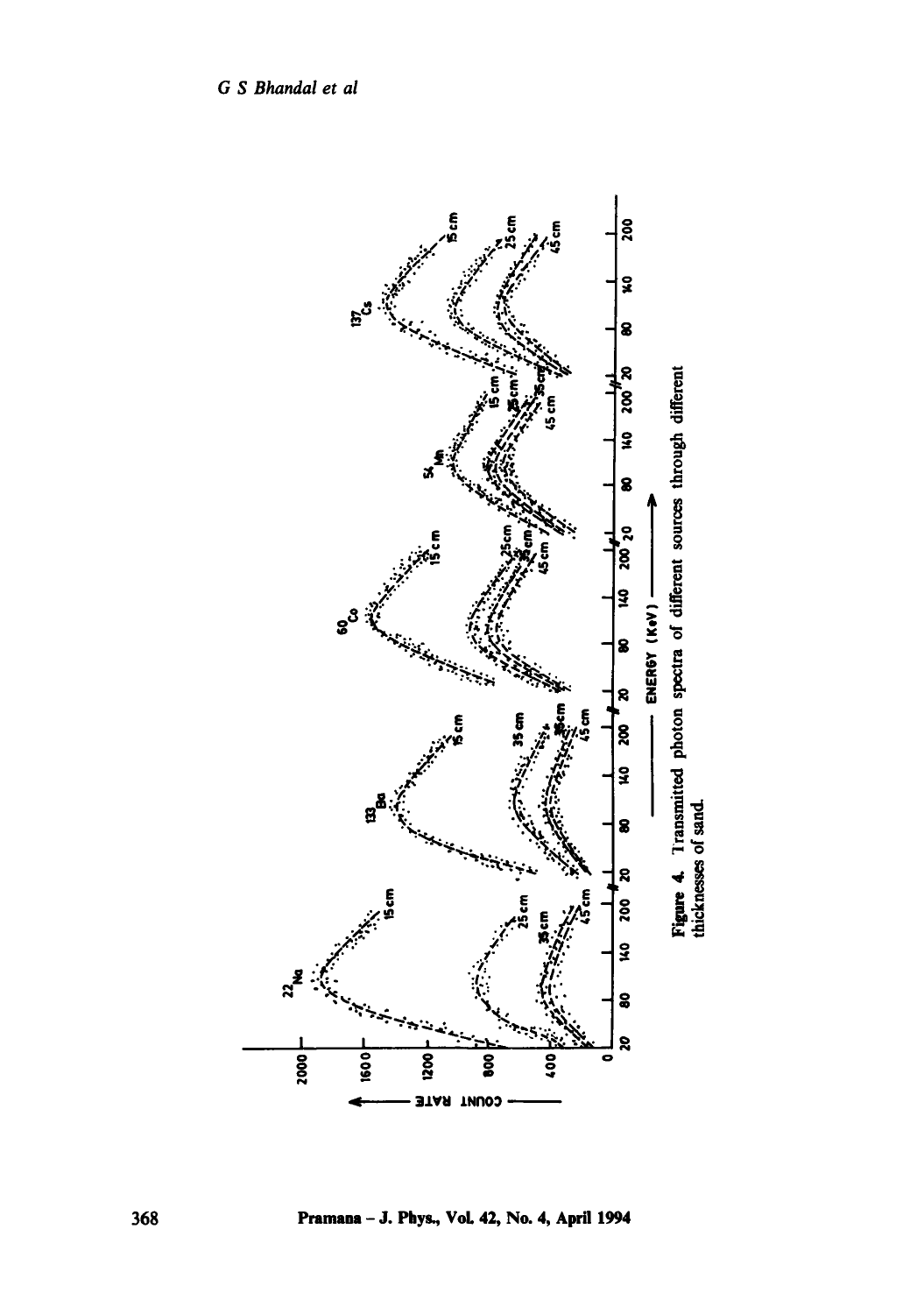Figure 4. Transmitted photon spectra of different sources through different thicknesses of sand.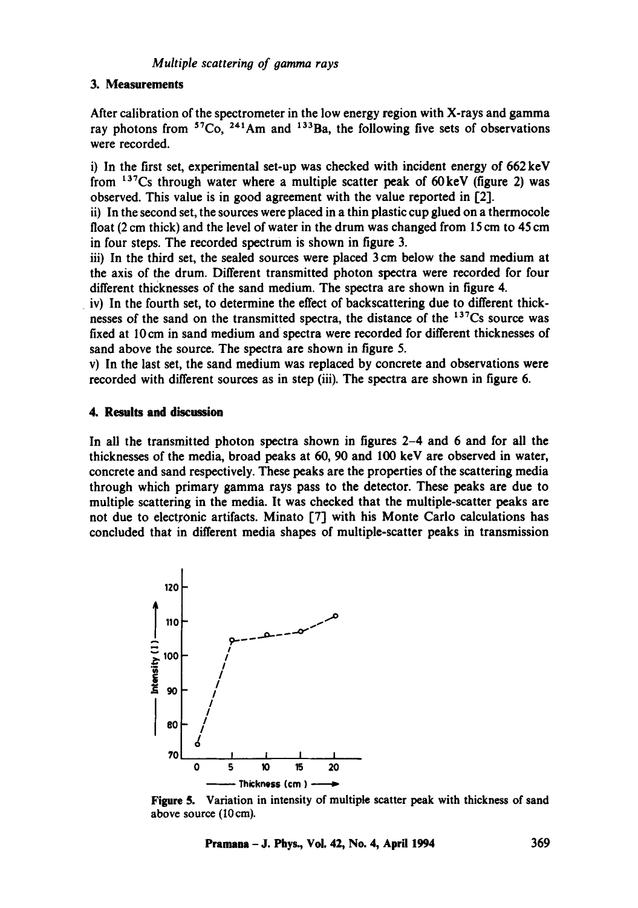## 3. Measurements

After calibration of the spectrometer in the low energy region with X-rays and gamma ray photons from $^{57}Co$, $^{241}Am$ and $^{133}Ba$, the following five sets of observations were recorded.

i) In the first set, experimental set-up was checked with incident energy of 662 keV from $^{137}Cs$ through water where a multiple scatter peak of 60 keV (figure 2) was observed. This value is in good agreement with the value reported in [2].

ii) In the second set, the sources were placed in a thin plastic cup glued on a thermocole float (2 cm thick) and the level of water in the drum was changed from 15 cm to 45 cm in four steps. The recorded spectrum is shown in figure 3.

iii) In the third set, the sealed sources were placed 3 cm below the sand medium at the axis of the drum. Different transmitted photon spectra were recorded for four different thicknesses of the sand medium. The spectra are shown in figure 4.

iv) In the fourth set, to determine the effect of backscattering due to different thicknesses of the sand on the transmitted spectra, the distance of the $^{137}Cs$ source was fixed at 10 cm in sand medium and spectra were recorded for different thicknesses of sand above the source. The spectra are shown in figure 5.

v) In the last set, the sand medium was replaced by concrete and observations were recorded with different sources as in step (iii). The spectra are shown in figure 6.

## 4. Results and discussion

In all the transmitted photon spectra shown in figures 2–4 and 6 and for all the thicknesses of the media, broad peaks at 60, 90 and 100 keV are observed in water, concrete and sand respectively. These peaks are the properties of the scattering media through which primary gamma rays pass to the detector. These peaks are due to multiple scattering in the media. It was checked that the multiple-scatter peaks are not due to electronic artifacts. Minato [7] with his Monte Carlo calculations has concluded that in different media shapes of multiple-scatter peaks in transmission

**Figure 5.** Variation in intensity of multiple scatter peak with thickness of sand above source (10 cm).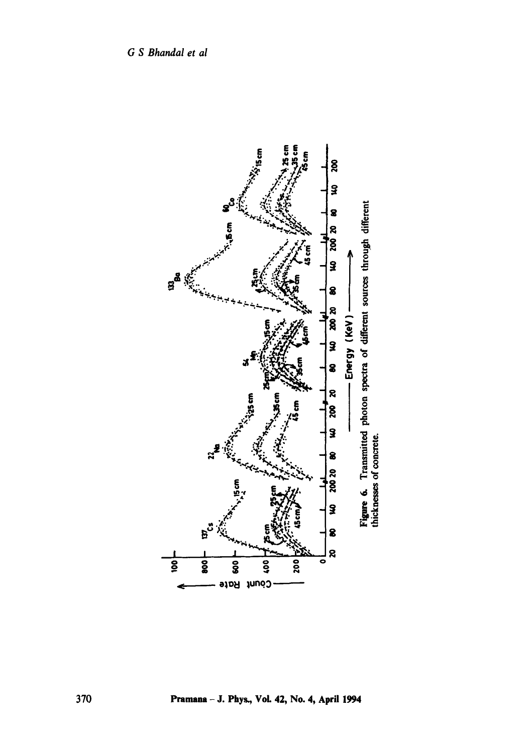Figure 6. Transmitted photon spectra of different sources through different thicknesses of concrete.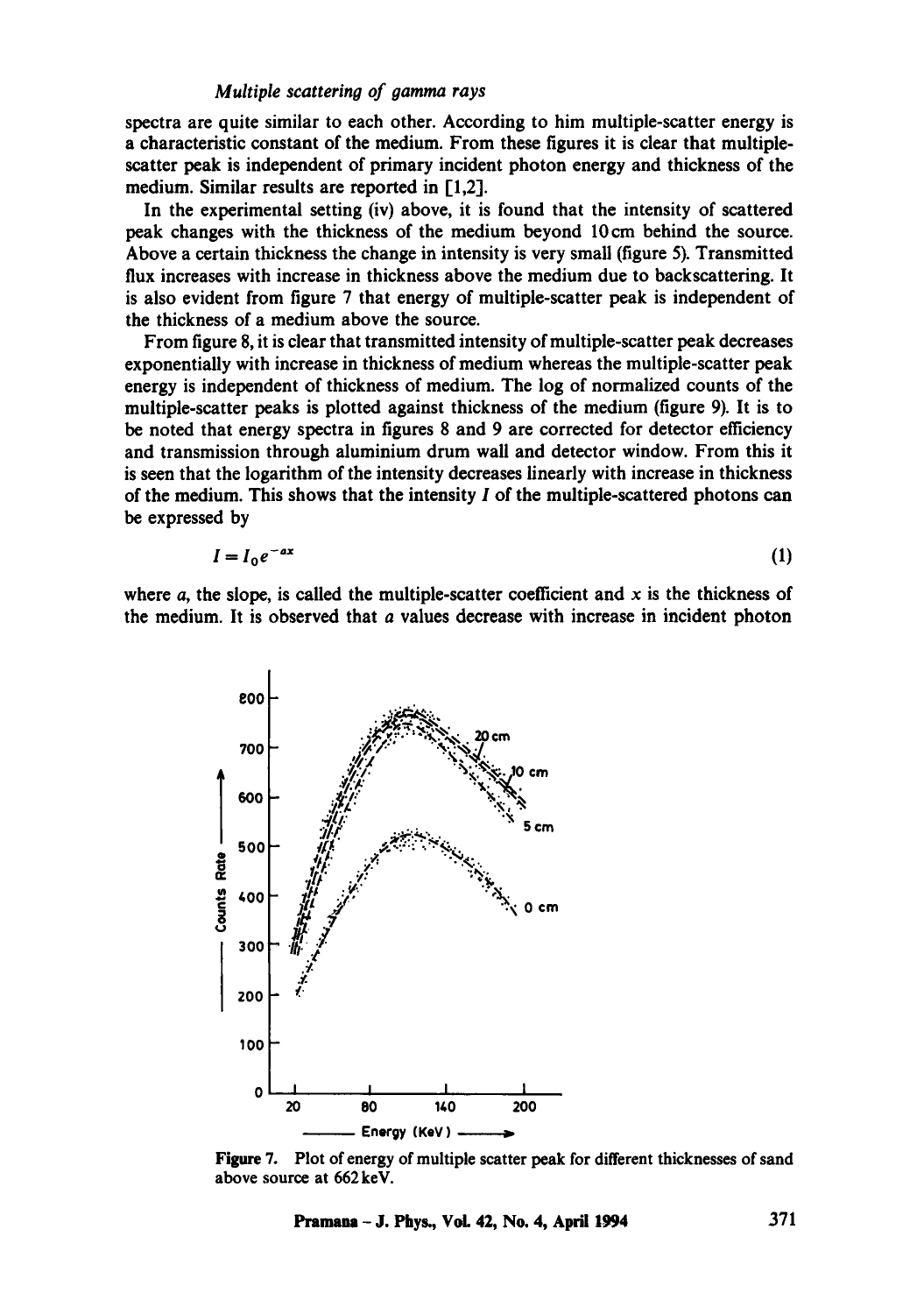spectra are quite similar to each other. According to him multiple-scatter energy is a characteristic constant of the medium. From these figures it is clear that multiple-scatter peak is independent of primary incident photon energy and thickness of the medium. Similar results are reported in [1,2].

In the experimental setting (iv) above, it is found that the intensity of scattered peak changes with the thickness of the medium beyond 10 cm behind the source. Above a certain thickness the change in intensity is very small (figure 5). Transmitted flux increases with increase in thickness above the medium due to backscattering. It is also evident from figure 7 that energy of multiple-scatter peak is independent of the thickness of a medium above the source.

From figure 8, it is clear that transmitted intensity of multiple-scatter peak decreases exponentially with increase in thickness of medium whereas the multiple-scatter peak energy is independent of thickness of medium. The log of normalized counts of the multiple-scatter peaks is plotted against thickness of the medium (figure 9). It is to be noted that energy spectra in figures 8 and 9 are corrected for detector efficiency and transmission through aluminium drum wall and detector window. From this it is seen that the logarithm of the intensity decreases linearly with increase in thickness of the medium. This shows that the intensity $I$ of the multiple-scattered photons can be expressed by

$$I = I_0 e^{-ax} \tag{1}$$

where $a$, the slope, is called the multiple-scatter coefficient and $x$ is the thickness of the medium. It is observed that $a$ values decrease with increase in incident photon

**Figure 7.** Plot of energy of multiple scatter peak for different thicknesses of sand above source at 662 keV.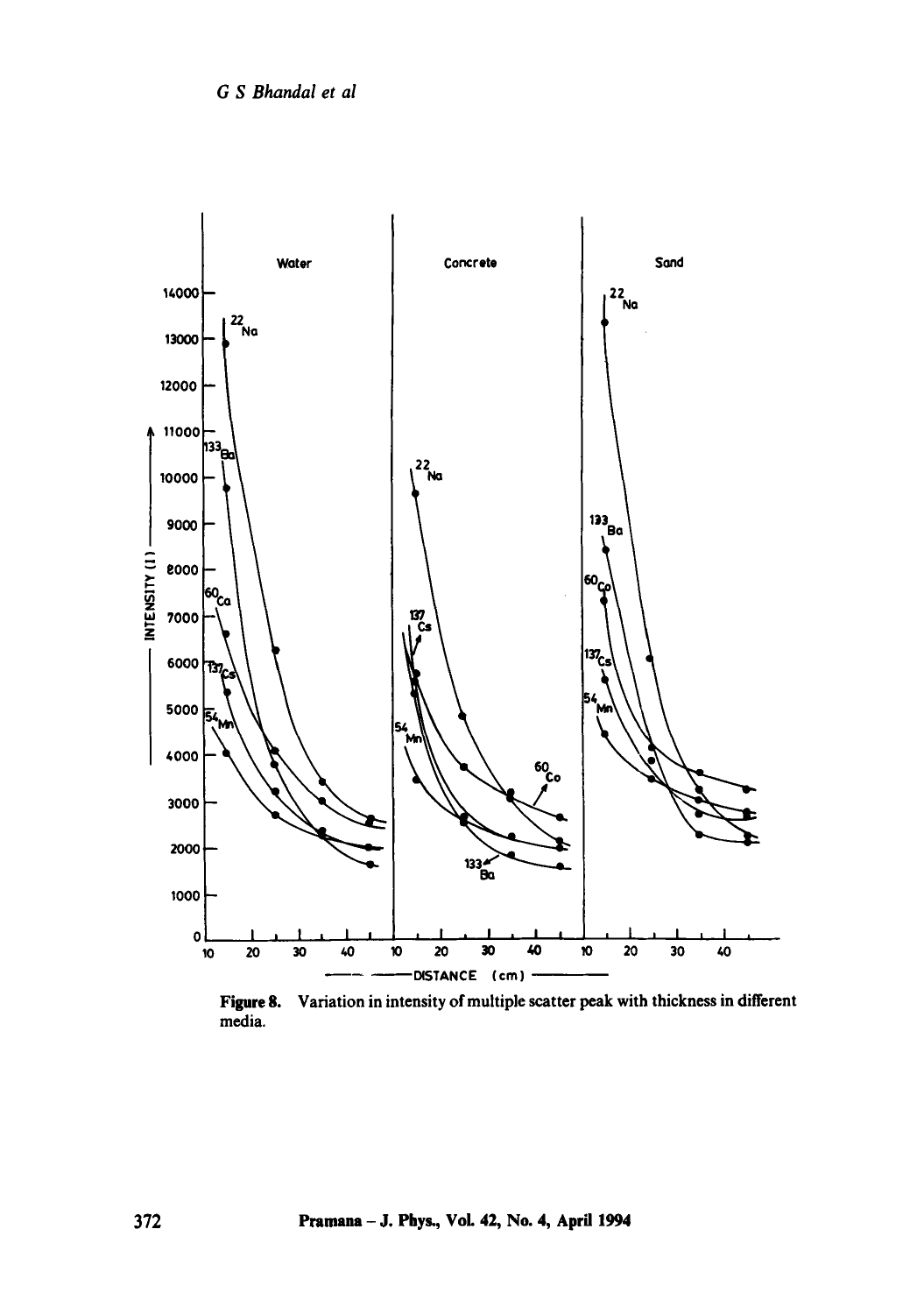Figure 8. Variation in intensity of multiple scatter peak with thickness in different media.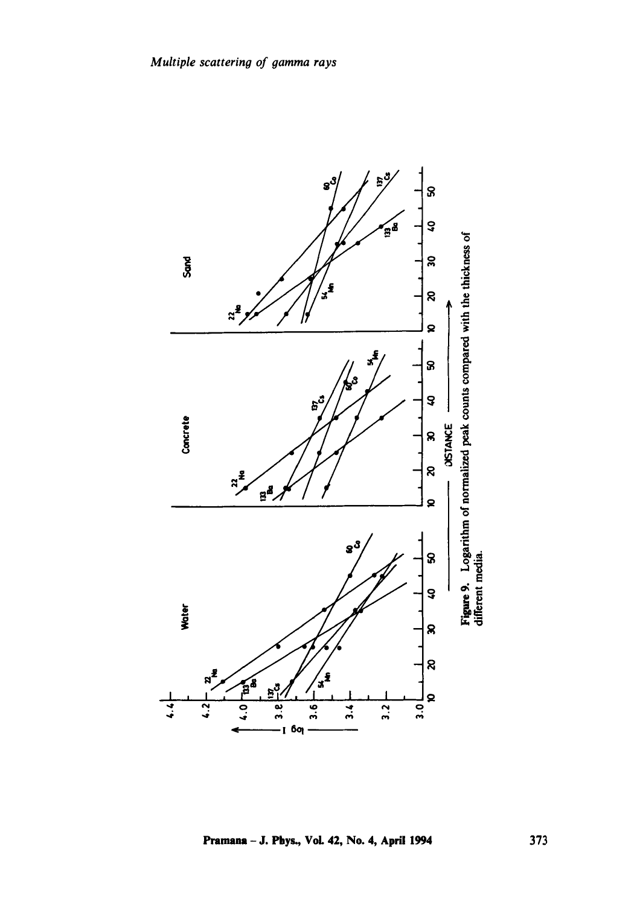Figure 9. Logarithm of normalized peak counts compared with the thickness of different media.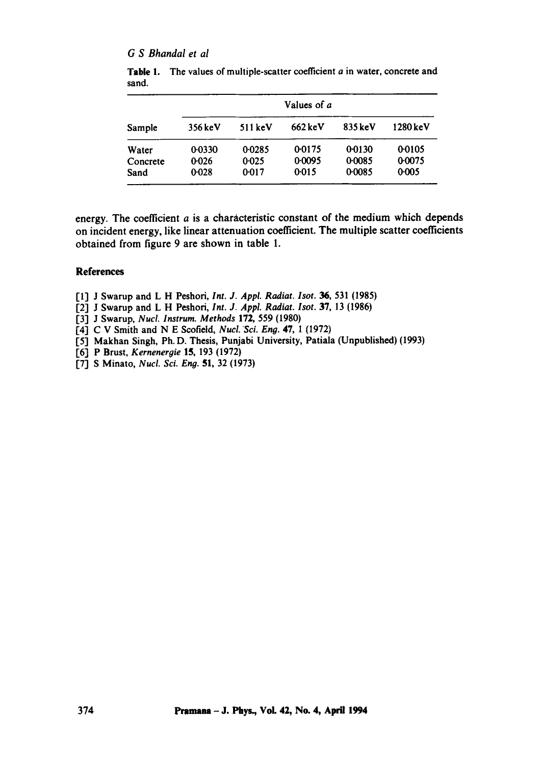**Table 1.** The values of multiple-scatter coefficient $a$ in water, concrete and sand.

| Sample | Values of $a$ | | | | |
|---|---|---|---|---|---|
| | 356 keV | 511 keV | 662 keV | 835 keV | 1280 keV |
| Water | 0·0330 | 0·0285 | 0·0175 | 0·0130 | 0·0105 |
| Concrete | 0·026 | 0·025 | 0·0095 | 0·0085 | 0·0075 |
| Sand | 0·028 | 0·017 | 0·015 | 0·0085 | 0·005 |

energy. The coefficient $a$ is a characteristic constant of the medium which depends on incident energy, like linear attenuation coefficient. The multiple scatter coefficients obtained from figure 9 are shown in table 1.

## References

[1] J Swarup and L H Peshori, *Int. J. Appl. Radiat. Isot.* **36**, 531 (1985)
[2] J Swarup and L H Peshori, *Int. J. Appl. Radiat. Isot.* **37**, 13 (1986)
[3] J Swarup, *Nucl. Instrum. Methods* **172**, 559 (1980)
[4] C V Smith and N E Scofield, *Nucl. Sci. Eng.* **47**, 1 (1972)
[5] Makhan Singh, Ph. D. Thesis, Punjabi University, Patiala (Unpublished) (1993)
[6] P Brust, *Kernenergie* **15**, 193 (1972)
[7] S Minato, *Nucl. Sci. Eng.* **51**, 32 (1973)